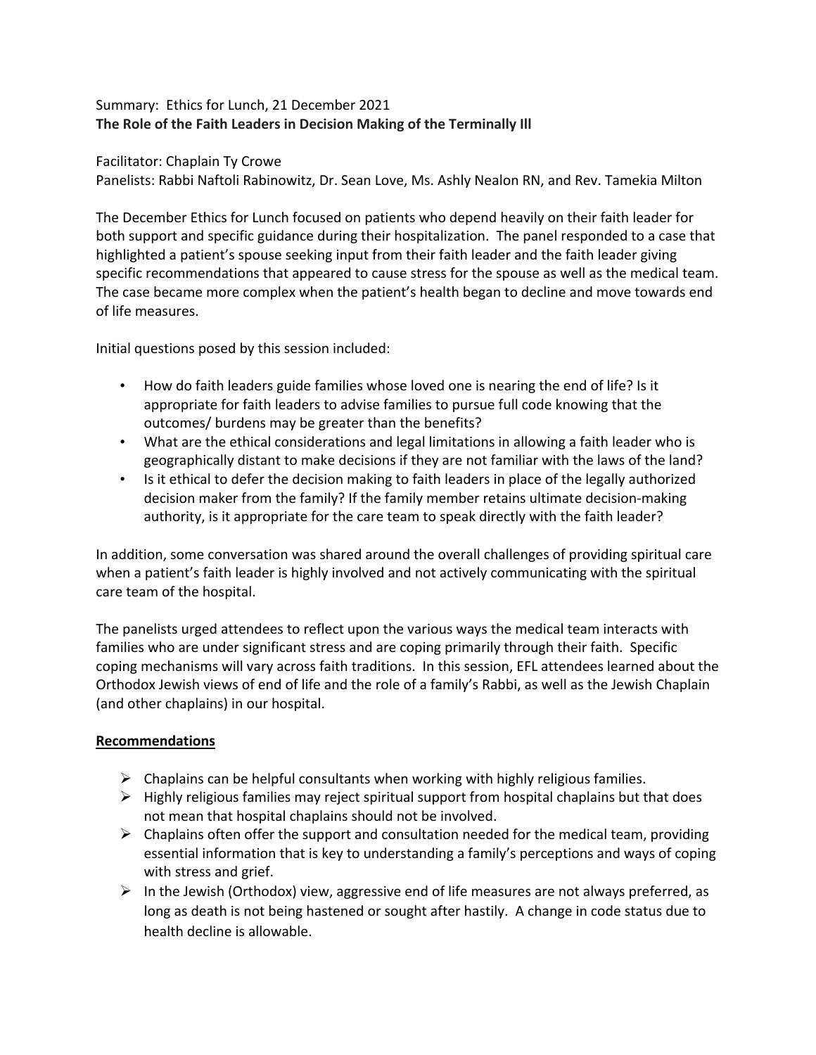Summary: Ethics for Lunch, 21 December 2021

**The Role of the Faith Leaders in Decision Making of the Terminally Ill**

Facilitator: Chaplain Ty Crowe

Panelists: Rabbi Naftoli Rabinowitz, Dr. Sean Love, Ms. Ashly Nealon RN, and Rev. Tamekia Milton

The December Ethics for Lunch focused on patients who depend heavily on their faith leader for both support and specific guidance during their hospitalization. The panel responded to a case that highlighted a patient's spouse seeking input from their faith leader and the faith leader giving specific recommendations that appeared to cause stress for the spouse as well as the medical team. The case became more complex when the patient's health began to decline and move towards end of life measures.

Initial questions posed by this session included:

- How do faith leaders guide families whose loved one is nearing the end of life? Is it appropriate for faith leaders to advise families to pursue full code knowing that the outcomes/ burdens may be greater than the benefits?
- What are the ethical considerations and legal limitations in allowing a faith leader who is geographically distant to make decisions if they are not familiar with the laws of the land?
- Is it ethical to defer the decision making to faith leaders in place of the legally authorized decision maker from the family? If the family member retains ultimate decision-making authority, is it appropriate for the care team to speak directly with the faith leader?

In addition, some conversation was shared around the overall challenges of providing spiritual care when a patient's faith leader is highly involved and not actively communicating with the spiritual care team of the hospital.

The panelists urged attendees to reflect upon the various ways the medical team interacts with families who are under significant stress and are coping primarily through their faith. Specific coping mechanisms will vary across faith traditions. In this session, EFL attendees learned about the Orthodox Jewish views of end of life and the role of a family's Rabbi, as well as the Jewish Chaplain (and other chaplains) in our hospital.

**Recommendations**

- Chaplains can be helpful consultants when working with highly religious families.
- Highly religious families may reject spiritual support from hospital chaplains but that does not mean that hospital chaplains should not be involved.
- Chaplains often offer the support and consultation needed for the medical team, providing essential information that is key to understanding a family's perceptions and ways of coping with stress and grief.
- In the Jewish (Orthodox) view, aggressive end of life measures are not always preferred, as long as death is not being hastened or sought after hastily. A change in code status due to health decline is allowable.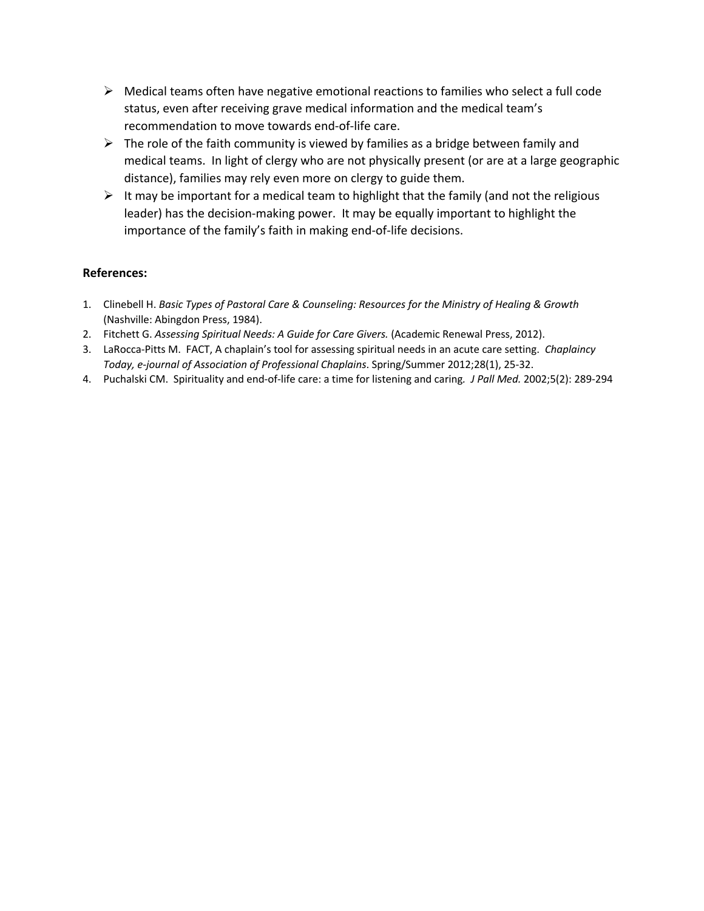- Medical teams often have negative emotional reactions to families who select a full code status, even after receiving grave medical information and the medical team's recommendation to move towards end-of-life care.
- The role of the faith community is viewed by families as a bridge between family and medical teams. In light of clergy who are not physically present (or are at a large geographic distance), families may rely even more on clergy to guide them.
- It may be important for a medical team to highlight that the family (and not the religious leader) has the decision-making power. It may be equally important to highlight the importance of the family's faith in making end-of-life decisions.

**References:**

1. Clinebell H. *Basic Types of Pastoral Care & Counseling: Resources for the Ministry of Healing & Growth* (Nashville: Abingdon Press, 1984).
2. Fitchett G. *Assessing Spiritual Needs: A Guide for Care Givers.* (Academic Renewal Press, 2012).
3. LaRocca-Pitts M. FACT, A chaplain's tool for assessing spiritual needs in an acute care setting. *Chaplaincy Today, e-journal of Association of Professional Chaplains*. Spring/Summer 2012;28(1), 25-32.
4. Puchalski CM. Spirituality and end-of-life care: a time for listening and caring. *J Pall Med.* 2002;5(2): 289-294